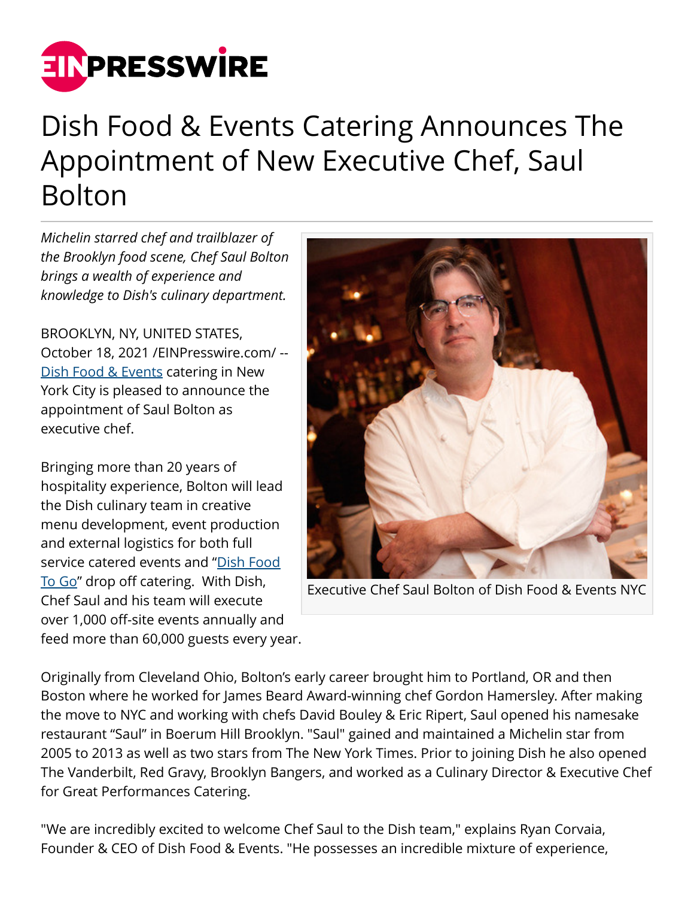# Dish Food & Events Catering Announces The Appointment of New Executive Chef, Saul Bolton

*Michelin starred chef and trailblazer of the Brooklyn food scene, Chef Saul Bolton brings a wealth of experience and knowledge to Dish's culinary department.*

BROOKLYN, NY, UNITED STATES, October 18, 2021 /EINPresswire.com/ -- Dish Food & Events catering in New York City is pleased to announce the appointment of Saul Bolton as executive chef.

Bringing more than 20 years of hospitality experience, Bolton will lead the Dish culinary team in creative menu development, event production and external logistics for both full service catered events and "Dish Food To Go" drop off catering. With Dish, Chef Saul and his team will execute over 1,000 off-site events annually and feed more than 60,000 guests every year.

Executive Chef Saul Bolton of Dish Food & Events NYC

Originally from Cleveland Ohio, Bolton's early career brought him to Portland, OR and then Boston where he worked for James Beard Award-winning chef Gordon Hamersley. After making the move to NYC and working with chefs David Bouley & Eric Ripert, Saul opened his namesake restaurant "Saul" in Boerum Hill Brooklyn. "Saul" gained and maintained a Michelin star from 2005 to 2013 as well as two stars from The New York Times. Prior to joining Dish he also opened The Vanderbilt, Red Gravy, Brooklyn Bangers, and worked as a Culinary Director & Executive Chef for Great Performances Catering.

"We are incredibly excited to welcome Chef Saul to the Dish team," explains Ryan Corvaia, Founder & CEO of Dish Food & Events. "He possesses an incredible mixture of experience,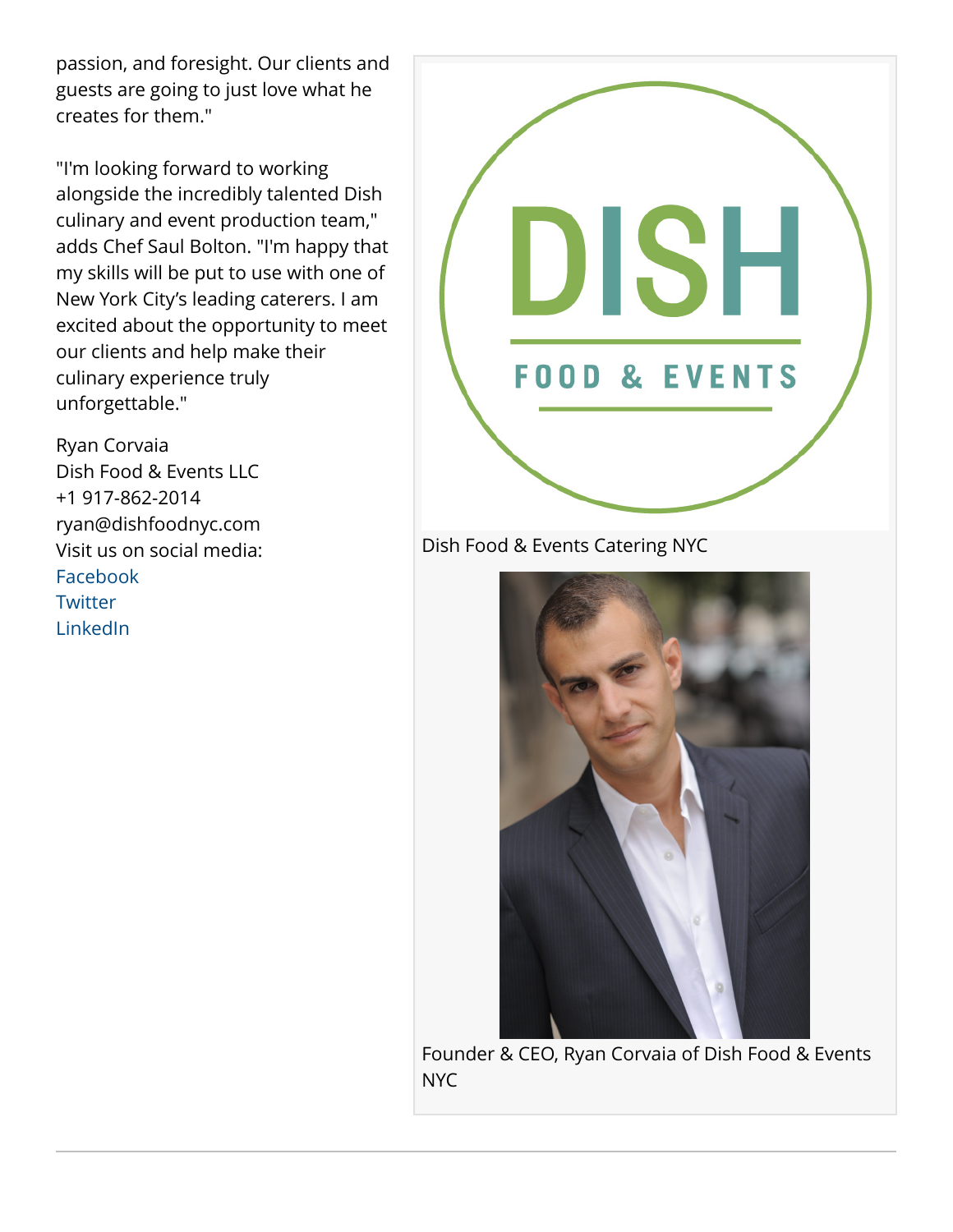passion, and foresight. Our clients and guests are going to just love what he creates for them."

"I'm looking forward to working alongside the incredibly talented Dish culinary and event production team," adds Chef Saul Bolton. "I'm happy that my skills will be put to use with one of New York City's leading caterers. I am excited about the opportunity to meet our clients and help make their culinary experience truly unforgettable."

Ryan Corvaia
Dish Food & Events LLC
+1 917-862-2014
ryan@dishfoodnyc.com
Visit us on social media:
Facebook
Twitter
LinkedIn

Dish Food & Events Catering NYC

Founder & CEO, Ryan Corvaia of Dish Food & Events NYC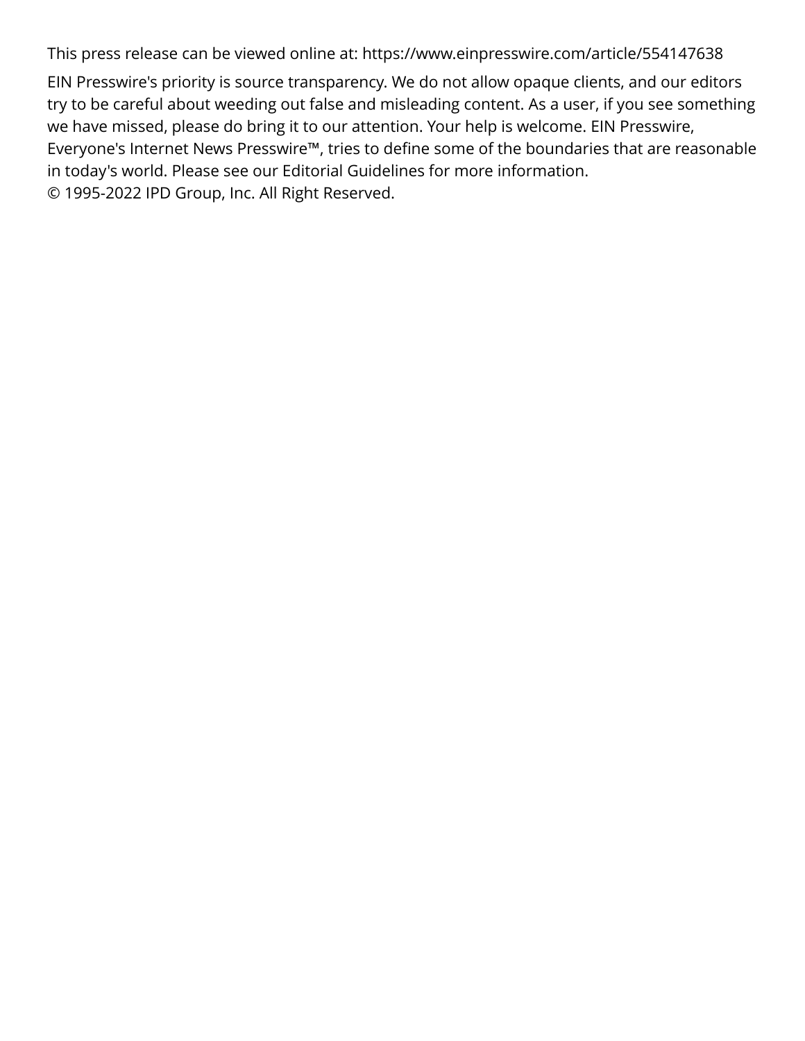This press release can be viewed online at: https://www.einpresswire.com/article/554147638

EIN Presswire's priority is source transparency. We do not allow opaque clients, and our editors try to be careful about weeding out false and misleading content. As a user, if you see something we have missed, please do bring it to our attention. Your help is welcome. EIN Presswire, Everyone's Internet News Presswire™, tries to define some of the boundaries that are reasonable in today's world. Please see our Editorial Guidelines for more information.
© 1995-2022 IPD Group, Inc. All Right Reserved.